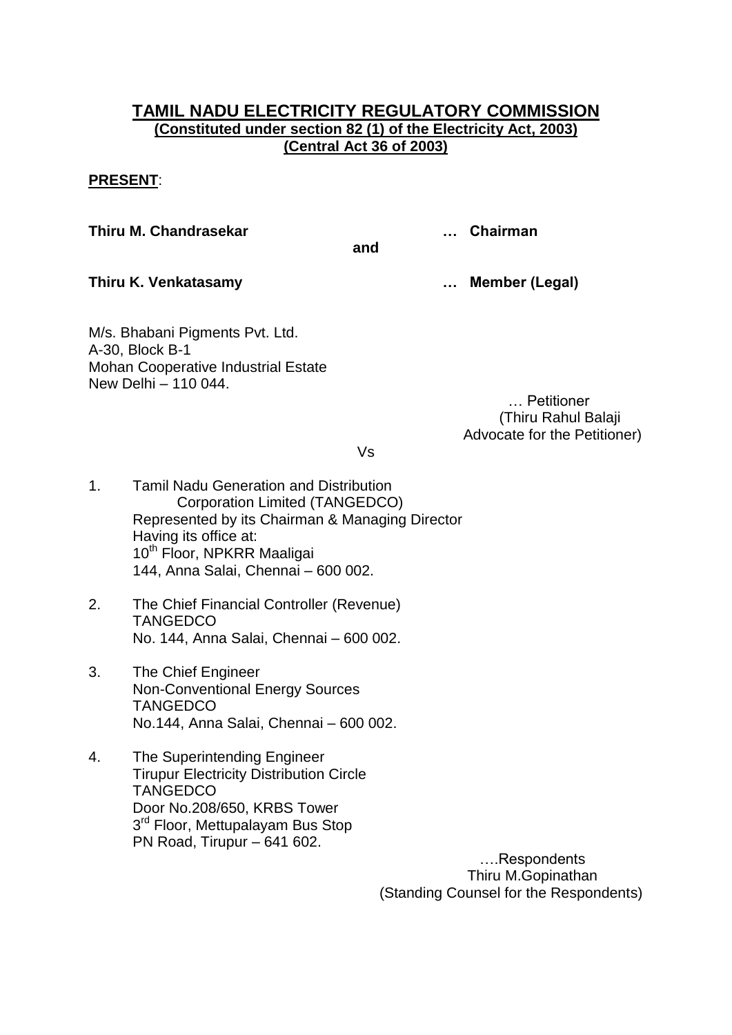# TAMIL NADU ELECTRICITY REGULATORY COMMISSION

**(Constituted under section 82 (1) of the Electricity Act, 2003)**
**(Central Act 36 of 2003)**

**PRESENT**:

**Thiru M. Chandrasekar** … **Chairman**

**and**

**Thiru K. Venkatasamy** … **Member (Legal)**

M/s. Bhabani Pigments Pvt. Ltd.
A-30, Block B-1
Mohan Cooperative Industrial Estate
New Delhi – 110 044.

… Petitioner
(Thiru Rahul Balaji
Advocate for the Petitioner)

Vs

1. Tamil Nadu Generation and Distribution Corporation Limited (TANGEDCO)
   Represented by its Chairman & Managing Director
   Having its office at:
   10th Floor, NPKRR Maaligai
   144, Anna Salai, Chennai – 600 002.

2. The Chief Financial Controller (Revenue)
   TANGEDCO
   No. 144, Anna Salai, Chennai – 600 002.

3. The Chief Engineer
   Non-Conventional Energy Sources
   TANGEDCO
   No.144, Anna Salai, Chennai – 600 002.

4. The Superintending Engineer
   Tirupur Electricity Distribution Circle
   TANGEDCO
   Door No.208/650, KRBS Tower
   3rd Floor, Mettupalayam Bus Stop
   PN Road, Tirupur – 641 602.

….Respondents
Thiru M.Gopinathan
(Standing Counsel for the Respondents)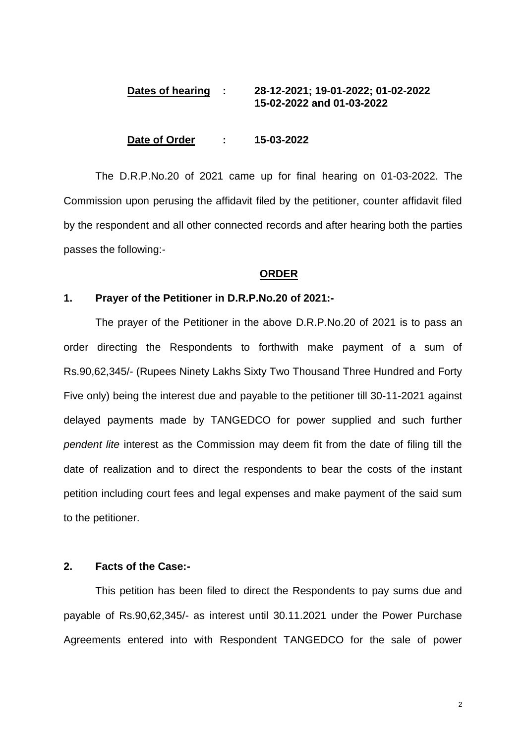| **Dates of hearing** | : | **28-12-2021; 19-01-2022; 01-02-2022 15-02-2022 and 01-03-2022** |
|---|---|---|
| **Date of Order** | : | **15-03-2022** |

The D.R.P.No.20 of 2021 came up for final hearing on 01-03-2022. The Commission upon perusing the affidavit filed by the petitioner, counter affidavit filed by the respondent and all other connected records and after hearing both the parties passes the following:-

**ORDER**

**1. Prayer of the Petitioner in D.R.P.No.20 of 2021:-**

The prayer of the Petitioner in the above D.R.P.No.20 of 2021 is to pass an order directing the Respondents to forthwith make payment of a sum of Rs.90,62,345/- (Rupees Ninety Lakhs Sixty Two Thousand Three Hundred and Forty Five only) being the interest due and payable to the petitioner till 30-11-2021 against delayed payments made by TANGEDCO for power supplied and such further *pendent lite* interest as the Commission may deem fit from the date of filing till the date of realization and to direct the respondents to bear the costs of the instant petition including court fees and legal expenses and make payment of the said sum to the petitioner.

**2. Facts of the Case:-**

This petition has been filed to direct the Respondents to pay sums due and payable of Rs.90,62,345/- as interest until 30.11.2021 under the Power Purchase Agreements entered into with Respondent TANGEDCO for the sale of power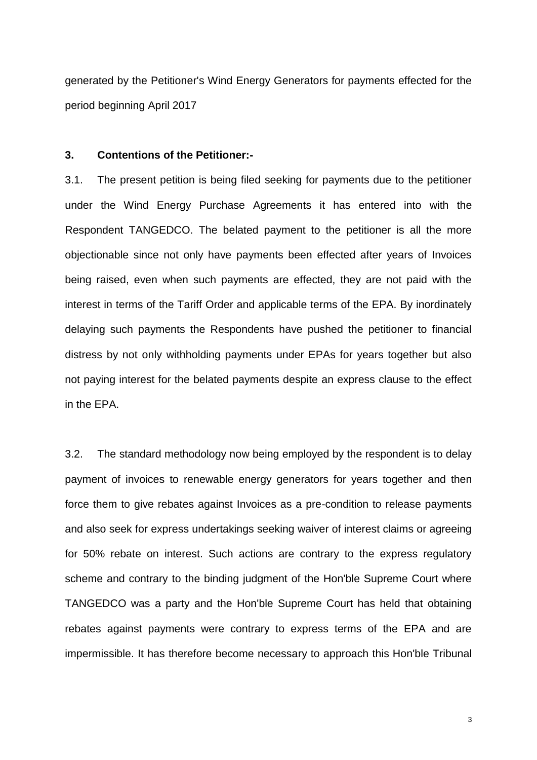generated by the Petitioner's Wind Energy Generators for payments effected for the period beginning April 2017

**3. Contentions of the Petitioner:-**

3.1. The present petition is being filed seeking for payments due to the petitioner under the Wind Energy Purchase Agreements it has entered into with the Respondent TANGEDCO. The belated payment to the petitioner is all the more objectionable since not only have payments been effected after years of Invoices being raised, even when such payments are effected, they are not paid with the interest in terms of the Tariff Order and applicable terms of the EPA. By inordinately delaying such payments the Respondents have pushed the petitioner to financial distress by not only withholding payments under EPAs for years together but also not paying interest for the belated payments despite an express clause to the effect in the EPA.

3.2. The standard methodology now being employed by the respondent is to delay payment of invoices to renewable energy generators for years together and then force them to give rebates against Invoices as a pre-condition to release payments and also seek for express undertakings seeking waiver of interest claims or agreeing for 50% rebate on interest. Such actions are contrary to the express regulatory scheme and contrary to the binding judgment of the Hon'ble Supreme Court where TANGEDCO was a party and the Hon'ble Supreme Court has held that obtaining rebates against payments were contrary to express terms of the EPA and are impermissible. It has therefore become necessary to approach this Hon'ble Tribunal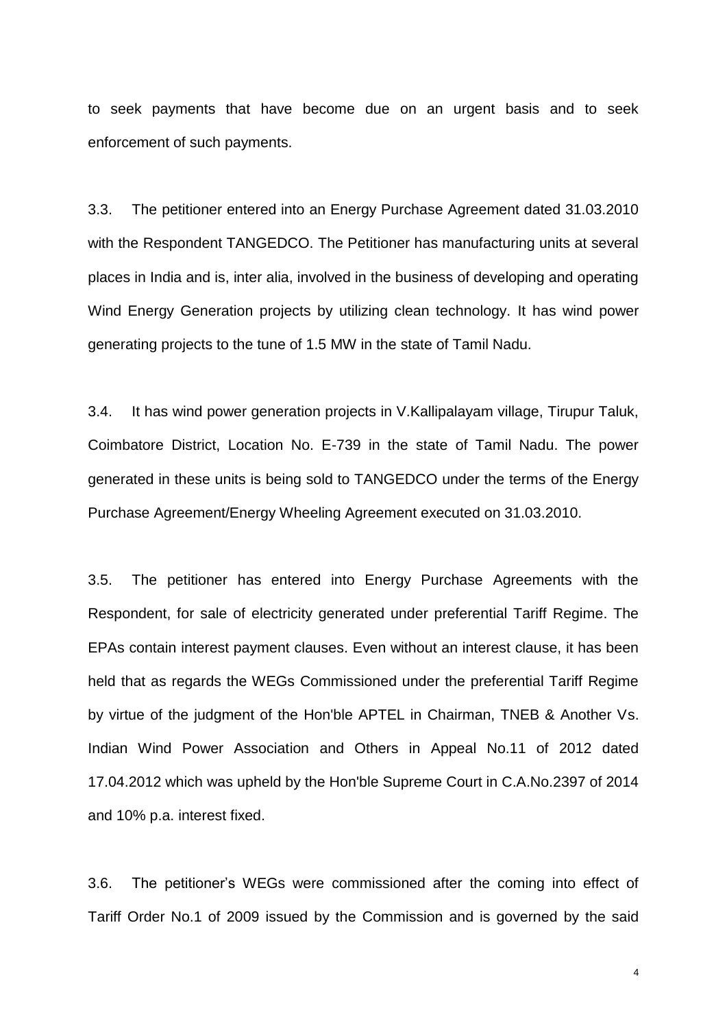to seek payments that have become due on an urgent basis and to seek enforcement of such payments.

3.3. The petitioner entered into an Energy Purchase Agreement dated 31.03.2010 with the Respondent TANGEDCO. The Petitioner has manufacturing units at several places in India and is, inter alia, involved in the business of developing and operating Wind Energy Generation projects by utilizing clean technology. It has wind power generating projects to the tune of 1.5 MW in the state of Tamil Nadu.

3.4. It has wind power generation projects in V.Kallipalayam village, Tirupur Taluk, Coimbatore District, Location No. E-739 in the state of Tamil Nadu. The power generated in these units is being sold to TANGEDCO under the terms of the Energy Purchase Agreement/Energy Wheeling Agreement executed on 31.03.2010.

3.5. The petitioner has entered into Energy Purchase Agreements with the Respondent, for sale of electricity generated under preferential Tariff Regime. The EPAs contain interest payment clauses. Even without an interest clause, it has been held that as regards the WEGs Commissioned under the preferential Tariff Regime by virtue of the judgment of the Hon'ble APTEL in Chairman, TNEB & Another Vs. Indian Wind Power Association and Others in Appeal No.11 of 2012 dated 17.04.2012 which was upheld by the Hon'ble Supreme Court in C.A.No.2397 of 2014 and 10% p.a. interest fixed.

3.6. The petitioner's WEGs were commissioned after the coming into effect of Tariff Order No.1 of 2009 issued by the Commission and is governed by the said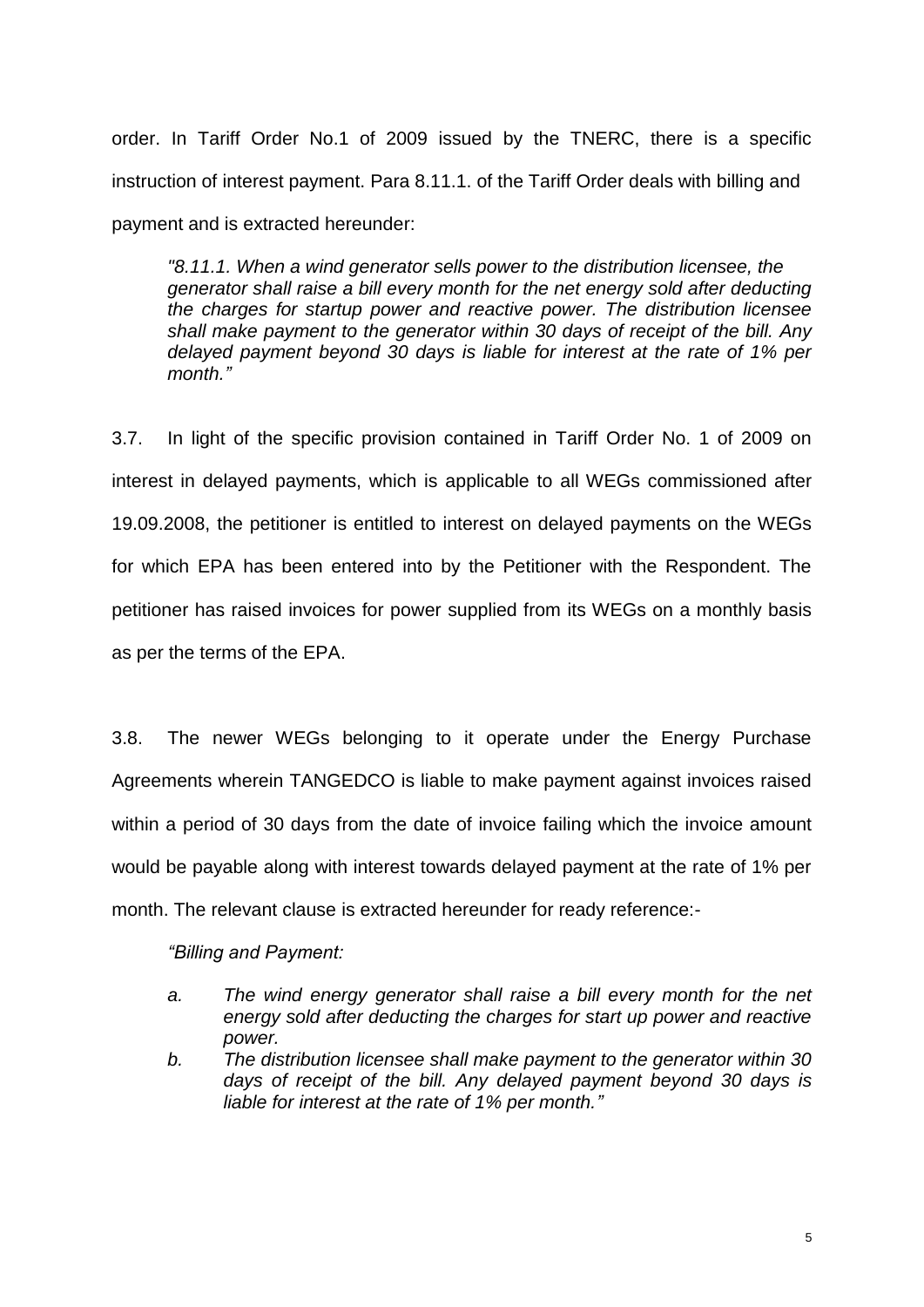order. In Tariff Order No.1 of 2009 issued by the TNERC, there is a specific instruction of interest payment. Para 8.11.1. of the Tariff Order deals with billing and payment and is extracted hereunder:

> *"8.11.1. When a wind generator sells power to the distribution licensee, the generator shall raise a bill every month for the net energy sold after deducting the charges for startup power and reactive power. The distribution licensee shall make payment to the generator within 30 days of receipt of the bill. Any delayed payment beyond 30 days is liable for interest at the rate of 1% per month."*

3.7. In light of the specific provision contained in Tariff Order No. 1 of 2009 on interest in delayed payments, which is applicable to all WEGs commissioned after 19.09.2008, the petitioner is entitled to interest on delayed payments on the WEGs for which EPA has been entered into by the Petitioner with the Respondent. The petitioner has raised invoices for power supplied from its WEGs on a monthly basis as per the terms of the EPA.

3.8. The newer WEGs belonging to it operate under the Energy Purchase Agreements wherein TANGEDCO is liable to make payment against invoices raised within a period of 30 days from the date of invoice failing which the invoice amount would be payable along with interest towards delayed payment at the rate of 1% per month. The relevant clause is extracted hereunder for ready reference:-

> *"Billing and Payment:*
>
> *a. The wind energy generator shall raise a bill every month for the net energy sold after deducting the charges for start up power and reactive power.*
>
> *b. The distribution licensee shall make payment to the generator within 30 days of receipt of the bill. Any delayed payment beyond 30 days is liable for interest at the rate of 1% per month."*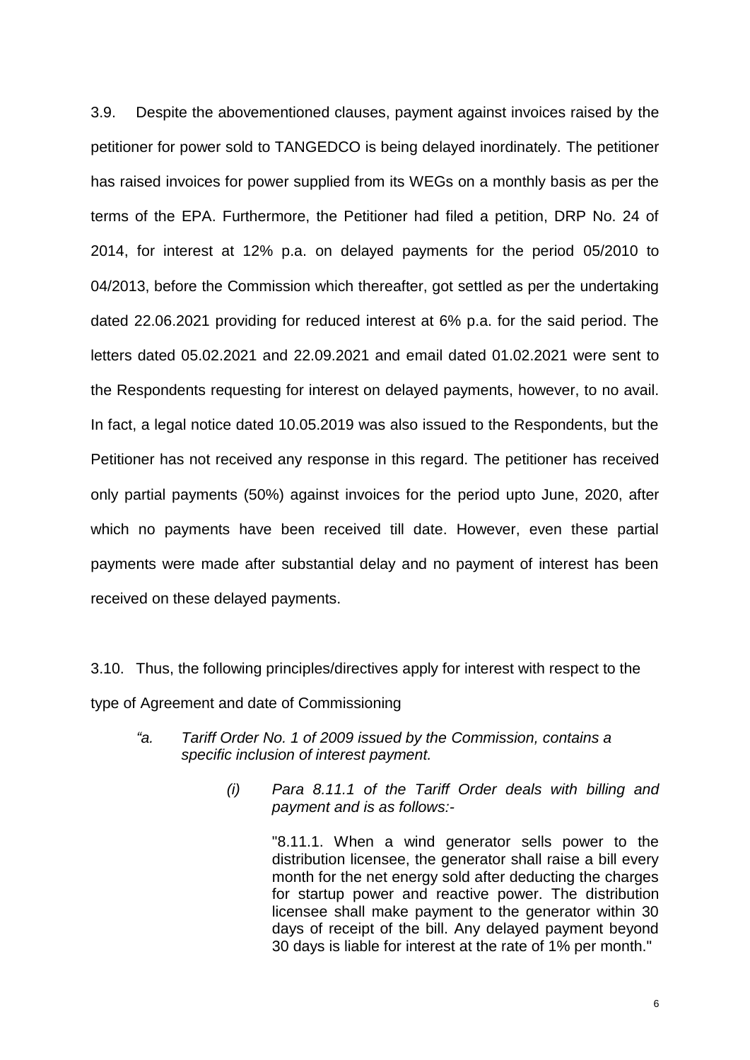3.9. Despite the abovementioned clauses, payment against invoices raised by the petitioner for power sold to TANGEDCO is being delayed inordinately. The petitioner has raised invoices for power supplied from its WEGs on a monthly basis as per the terms of the EPA. Furthermore, the Petitioner had filed a petition, DRP No. 24 of 2014, for interest at 12% p.a. on delayed payments for the period 05/2010 to 04/2013, before the Commission which thereafter, got settled as per the undertaking dated 22.06.2021 providing for reduced interest at 6% p.a. for the said period. The letters dated 05.02.2021 and 22.09.2021 and email dated 01.02.2021 were sent to the Respondents requesting for interest on delayed payments, however, to no avail. In fact, a legal notice dated 10.05.2019 was also issued to the Respondents, but the Petitioner has not received any response in this regard. The petitioner has received only partial payments (50%) against invoices for the period upto June, 2020, after which no payments have been received till date. However, even these partial payments were made after substantial delay and no payment of interest has been received on these delayed payments.

3.10. Thus, the following principles/directives apply for interest with respect to the type of Agreement and date of Commissioning

> *"a. Tariff Order No. 1 of 2009 issued by the Commission, contains a specific inclusion of interest payment.*
>
> > *(i) Para 8.11.1 of the Tariff Order deals with billing and payment and is as follows:-*
> >
> > "8.11.1. When a wind generator sells power to the distribution licensee, the generator shall raise a bill every month for the net energy sold after deducting the charges for startup power and reactive power. The distribution licensee shall make payment to the generator within 30 days of receipt of the bill. Any delayed payment beyond 30 days is liable for interest at the rate of 1% per month."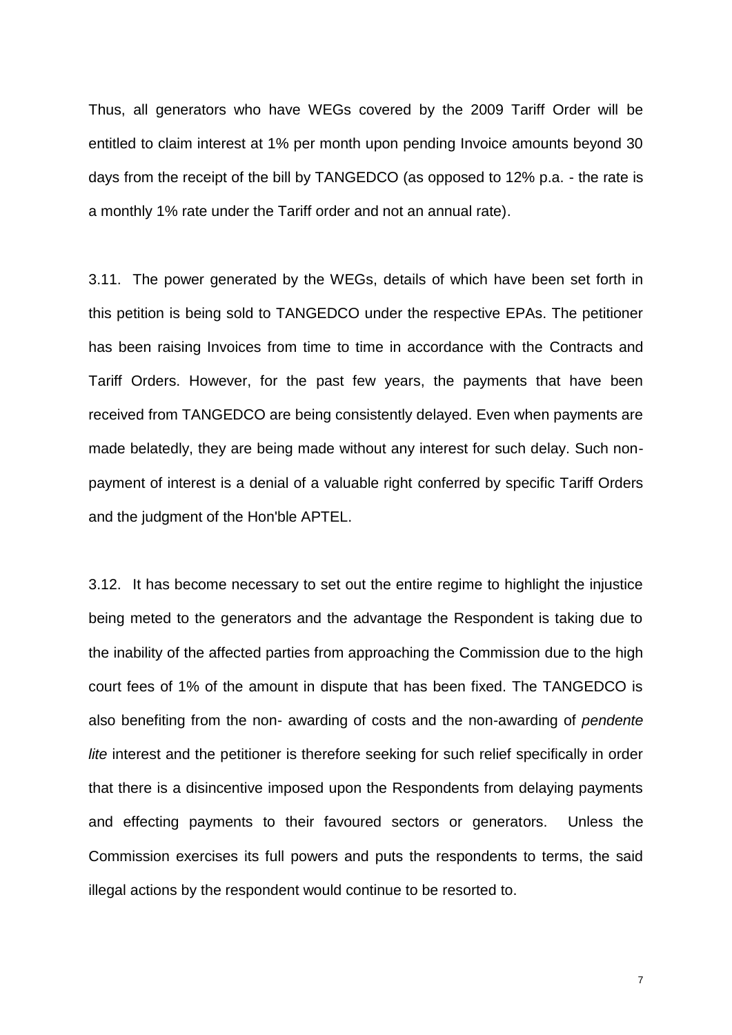Thus, all generators who have WEGs covered by the 2009 Tariff Order will be entitled to claim interest at 1% per month upon pending Invoice amounts beyond 30 days from the receipt of the bill by TANGEDCO (as opposed to 12% p.a. - the rate is a monthly 1% rate under the Tariff order and not an annual rate).

3.11. The power generated by the WEGs, details of which have been set forth in this petition is being sold to TANGEDCO under the respective EPAs. The petitioner has been raising Invoices from time to time in accordance with the Contracts and Tariff Orders. However, for the past few years, the payments that have been received from TANGEDCO are being consistently delayed. Even when payments are made belatedly, they are being made without any interest for such delay. Such non-payment of interest is a denial of a valuable right conferred by specific Tariff Orders and the judgment of the Hon'ble APTEL.

3.12. It has become necessary to set out the entire regime to highlight the injustice being meted to the generators and the advantage the Respondent is taking due to the inability of the affected parties from approaching the Commission due to the high court fees of 1% of the amount in dispute that has been fixed. The TANGEDCO is also benefiting from the non- awarding of costs and the non-awarding of *pendente lite* interest and the petitioner is therefore seeking for such relief specifically in order that there is a disincentive imposed upon the Respondents from delaying payments and effecting payments to their favoured sectors or generators. Unless the Commission exercises its full powers and puts the respondents to terms, the said illegal actions by the respondent would continue to be resorted to.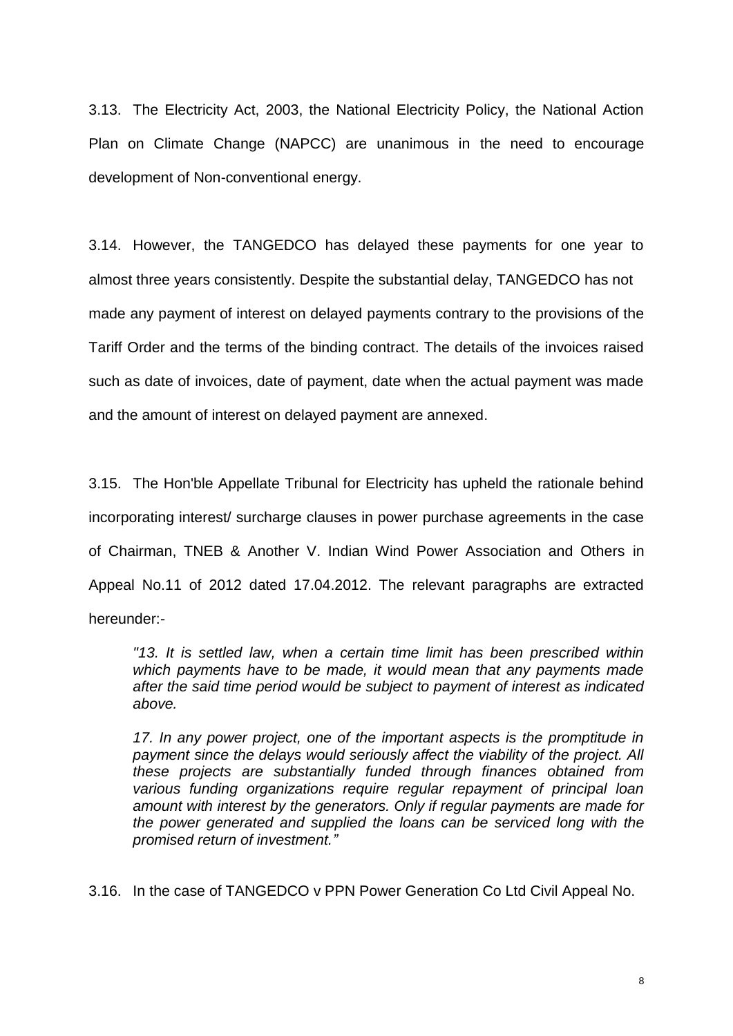3.13. The Electricity Act, 2003, the National Electricity Policy, the National Action Plan on Climate Change (NAPCC) are unanimous in the need to encourage development of Non-conventional energy.

3.14. However, the TANGEDCO has delayed these payments for one year to almost three years consistently. Despite the substantial delay, TANGEDCO has not made any payment of interest on delayed payments contrary to the provisions of the Tariff Order and the terms of the binding contract. The details of the invoices raised such as date of invoices, date of payment, date when the actual payment was made and the amount of interest on delayed payment are annexed.

3.15. The Hon'ble Appellate Tribunal for Electricity has upheld the rationale behind incorporating interest/ surcharge clauses in power purchase agreements in the case of Chairman, TNEB & Another V. Indian Wind Power Association and Others in Appeal No.11 of 2012 dated 17.04.2012. The relevant paragraphs are extracted hereunder:-

> *"13. It is settled law, when a certain time limit has been prescribed within which payments have to be made, it would mean that any payments made after the said time period would be subject to payment of interest as indicated above.*
>
> *17. In any power project, one of the important aspects is the promptitude in payment since the delays would seriously affect the viability of the project. All these projects are substantially funded through finances obtained from various funding organizations require regular repayment of principal loan amount with interest by the generators. Only if regular payments are made for the power generated and supplied the loans can be serviced long with the promised return of investment."*

3.16. In the case of TANGEDCO v PPN Power Generation Co Ltd Civil Appeal No.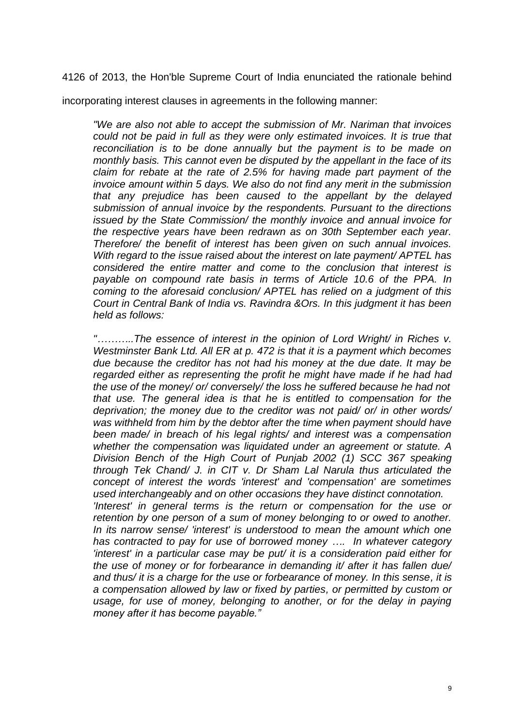4126 of 2013, the Hon'ble Supreme Court of India enunciated the rationale behind incorporating interest clauses in agreements in the following manner:

> *"We are also not able to accept the submission of Mr. Nariman that invoices could not be paid in full as they were only estimated invoices. It is true that reconciliation is to be done annually but the payment is to be made on monthly basis. This cannot even be disputed by the appellant in the face of its claim for rebate at the rate of 2.5% for having made part payment of the invoice amount within 5 days. We also do not find any merit in the submission that any prejudice has been caused to the appellant by the delayed submission of annual invoice by the respondents. Pursuant to the directions issued by the State Commission/ the monthly invoice and annual invoice for the respective years have been redrawn as on 30th September each year. Therefore/ the benefit of interest has been given on such annual invoices. With regard to the issue raised about the interest on late payment/ APTEL has considered the entire matter and come to the conclusion that interest is payable on compound rate basis in terms of Article 10.6 of the PPA. In coming to the aforesaid conclusion/ APTEL has relied on a judgment of this Court in Central Bank of India vs. Ravindra &Ors. In this judgment it has been held as follows:*
>
> *"………..The essence of interest in the opinion of Lord Wright/ in Riches v. Westminster Bank Ltd. All ER at p. 472 is that it is a payment which becomes due because the creditor has not had his money at the due date. It may be regarded either as representing the profit he might have made if he had had the use of the money/ or/ conversely/ the loss he suffered because he had not that use. The general idea is that he is entitled to compensation for the deprivation; the money due to the creditor was not paid/ or/ in other words/ was withheld from him by the debtor after the time when payment should have been made/ in breach of his legal rights/ and interest was a compensation whether the compensation was liquidated under an agreement or statute. A Division Bench of the High Court of Punjab 2002 (1) SCC 367 speaking through Tek Chand/ J. in CIT v. Dr Sham Lal Narula thus articulated the concept of interest the words 'interest' and 'compensation' are sometimes used interchangeably and on other occasions they have distinct connotation. 'Interest' in general terms is the return or compensation for the use or retention by one person of a sum of money belonging to or owed to another. In its narrow sense/ 'interest' is understood to mean the amount which one has contracted to pay for use of borrowed money …. In whatever category 'interest' in a particular case may be put/ it is a consideration paid either for the use of money or for forbearance in demanding it/ after it has fallen due/ and thus/ it is a charge for the use or forbearance of money. In this sense, it is a compensation allowed by law or fixed by parties, or permitted by custom or usage, for use of money, belonging to another, or for the delay in paying money after it has become payable."*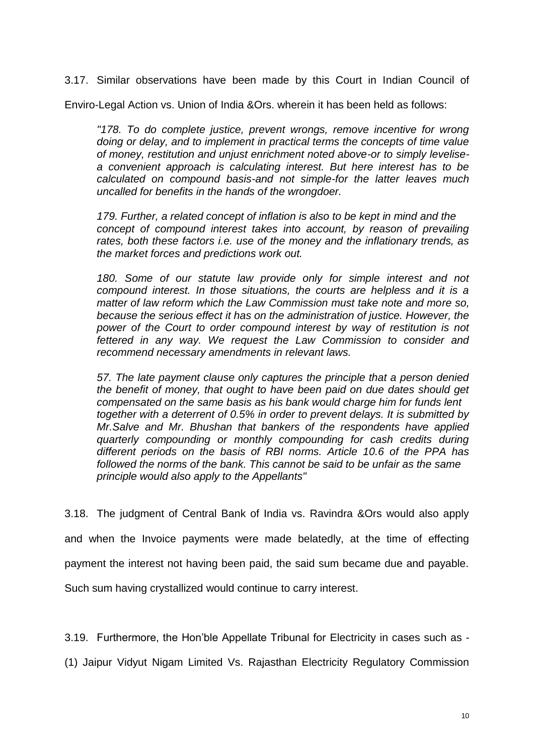3.17. Similar observations have been made by this Court in Indian Council of Enviro-Legal Action vs. Union of India &Ors. wherein it has been held as follows:

> *"178. To do complete justice, prevent wrongs, remove incentive for wrong doing or delay, and to implement in practical terms the concepts of time value of money, restitution and unjust enrichment noted above-or to simply levelise-a convenient approach is calculating interest. But here interest has to be calculated on compound basis-and not simple-for the latter leaves much uncalled for benefits in the hands of the wrongdoer.*
>
> *179. Further, a related concept of inflation is also to be kept in mind and the concept of compound interest takes into account, by reason of prevailing rates, both these factors i.e. use of the money and the inflationary trends, as the market forces and predictions work out.*
>
> *180. Some of our statute law provide only for simple interest and not compound interest. In those situations, the courts are helpless and it is a matter of law reform which the Law Commission must take note and more so, because the serious effect it has on the administration of justice. However, the power of the Court to order compound interest by way of restitution is not fettered in any way. We request the Law Commission to consider and recommend necessary amendments in relevant laws.*
>
> *57. The late payment clause only captures the principle that a person denied the benefit of money, that ought to have been paid on due dates should get compensated on the same basis as his bank would charge him for funds lent together with a deterrent of 0.5% in order to prevent delays. It is submitted by Mr.Salve and Mr. Bhushan that bankers of the respondents have applied quarterly compounding or monthly compounding for cash credits during different periods on the basis of RBI norms. Article 10.6 of the PPA has followed the norms of the bank. This cannot be said to be unfair as the same principle would also apply to the Appellants"*

3.18. The judgment of Central Bank of India vs. Ravindra &Ors would also apply and when the Invoice payments were made belatedly, at the time of effecting payment the interest not having been paid, the said sum became due and payable. Such sum having crystallized would continue to carry interest.

3.19. Furthermore, the Hon'ble Appellate Tribunal for Electricity in cases such as - (1) Jaipur Vidyut Nigam Limited Vs. Rajasthan Electricity Regulatory Commission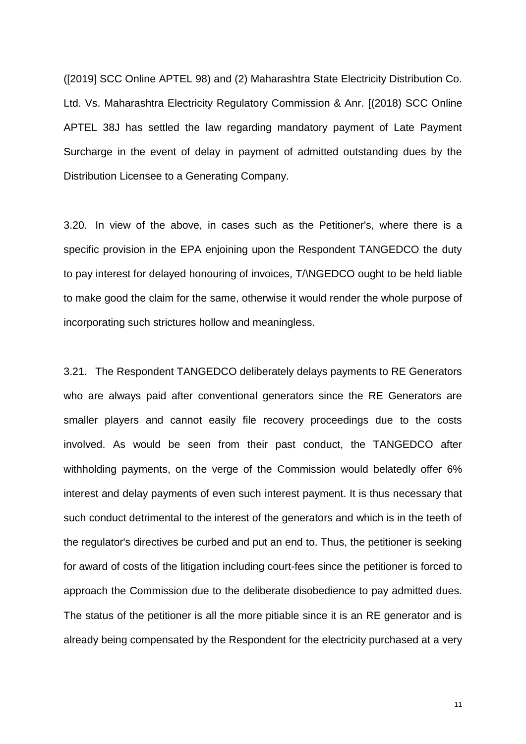([2019] SCC Online APTEL 98) and (2) Maharashtra State Electricity Distribution Co. Ltd. Vs. Maharashtra Electricity Regulatory Commission & Anr. [(2018) SCC Online APTEL 38J has settled the law regarding mandatory payment of Late Payment Surcharge in the event of delay in payment of admitted outstanding dues by the Distribution Licensee to a Generating Company.

3.20. In view of the above, in cases such as the Petitioner's, where there is a specific provision in the EPA enjoining upon the Respondent TANGEDCO the duty to pay interest for delayed honouring of invoices, T/\NGEDCO ought to be held liable to make good the claim for the same, otherwise it would render the whole purpose of incorporating such strictures hollow and meaningless.

3.21. The Respondent TANGEDCO deliberately delays payments to RE Generators who are always paid after conventional generators since the RE Generators are smaller players and cannot easily file recovery proceedings due to the costs involved. As would be seen from their past conduct, the TANGEDCO after withholding payments, on the verge of the Commission would belatedly offer 6% interest and delay payments of even such interest payment. It is thus necessary that such conduct detrimental to the interest of the generators and which is in the teeth of the regulator's directives be curbed and put an end to. Thus, the petitioner is seeking for award of costs of the litigation including court-fees since the petitioner is forced to approach the Commission due to the deliberate disobedience to pay admitted dues. The status of the petitioner is all the more pitiable since it is an RE generator and is already being compensated by the Respondent for the electricity purchased at a very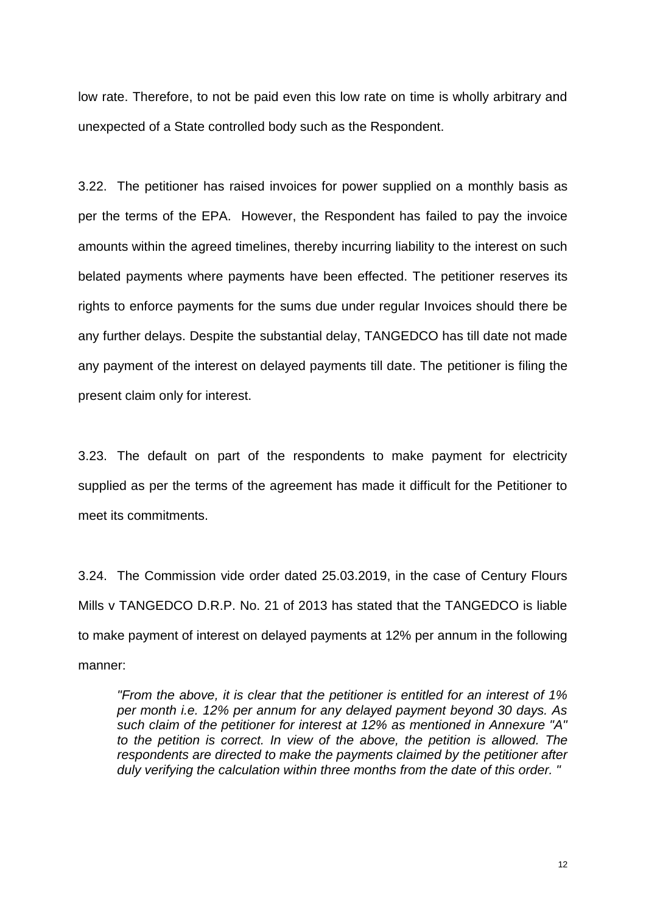low rate. Therefore, to not be paid even this low rate on time is wholly arbitrary and unexpected of a State controlled body such as the Respondent.

3.22. The petitioner has raised invoices for power supplied on a monthly basis as per the terms of the EPA. However, the Respondent has failed to pay the invoice amounts within the agreed timelines, thereby incurring liability to the interest on such belated payments where payments have been effected. The petitioner reserves its rights to enforce payments for the sums due under regular Invoices should there be any further delays. Despite the substantial delay, TANGEDCO has till date not made any payment of the interest on delayed payments till date. The petitioner is filing the present claim only for interest.

3.23. The default on part of the respondents to make payment for electricity supplied as per the terms of the agreement has made it difficult for the Petitioner to meet its commitments.

3.24. The Commission vide order dated 25.03.2019, in the case of Century Flours Mills v TANGEDCO D.R.P. No. 21 of 2013 has stated that the TANGEDCO is liable to make payment of interest on delayed payments at 12% per annum in the following manner:

> *"From the above, it is clear that the petitioner is entitled for an interest of 1% per month i.e. 12% per annum for any delayed payment beyond 30 days. As such claim of the petitioner for interest at 12% as mentioned in Annexure "A" to the petition is correct. In view of the above, the petition is allowed. The respondents are directed to make the payments claimed by the petitioner after duly verifying the calculation within three months from the date of this order. "*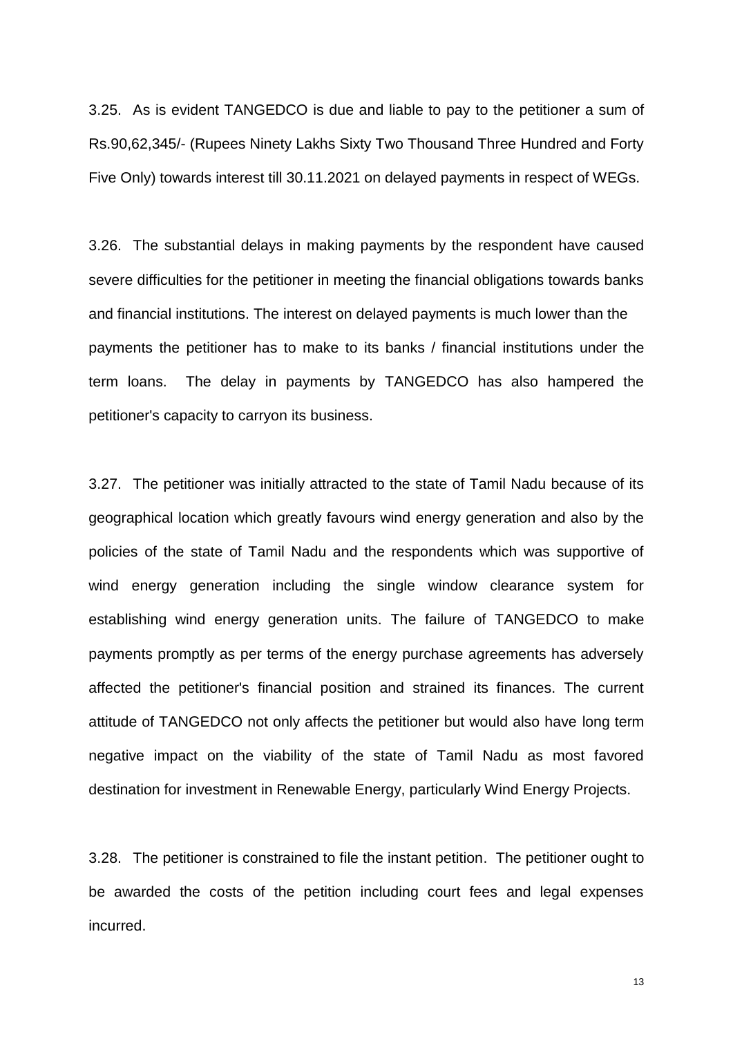3.25. As is evident TANGEDCO is due and liable to pay to the petitioner a sum of Rs.90,62,345/- (Rupees Ninety Lakhs Sixty Two Thousand Three Hundred and Forty Five Only) towards interest till 30.11.2021 on delayed payments in respect of WEGs.

3.26. The substantial delays in making payments by the respondent have caused severe difficulties for the petitioner in meeting the financial obligations towards banks and financial institutions. The interest on delayed payments is much lower than the payments the petitioner has to make to its banks / financial institutions under the term loans. The delay in payments by TANGEDCO has also hampered the petitioner's capacity to carryon its business.

3.27. The petitioner was initially attracted to the state of Tamil Nadu because of its geographical location which greatly favours wind energy generation and also by the policies of the state of Tamil Nadu and the respondents which was supportive of wind energy generation including the single window clearance system for establishing wind energy generation units. The failure of TANGEDCO to make payments promptly as per terms of the energy purchase agreements has adversely affected the petitioner's financial position and strained its finances. The current attitude of TANGEDCO not only affects the petitioner but would also have long term negative impact on the viability of the state of Tamil Nadu as most favored destination for investment in Renewable Energy, particularly Wind Energy Projects.

3.28. The petitioner is constrained to file the instant petition. The petitioner ought to be awarded the costs of the petition including court fees and legal expenses incurred.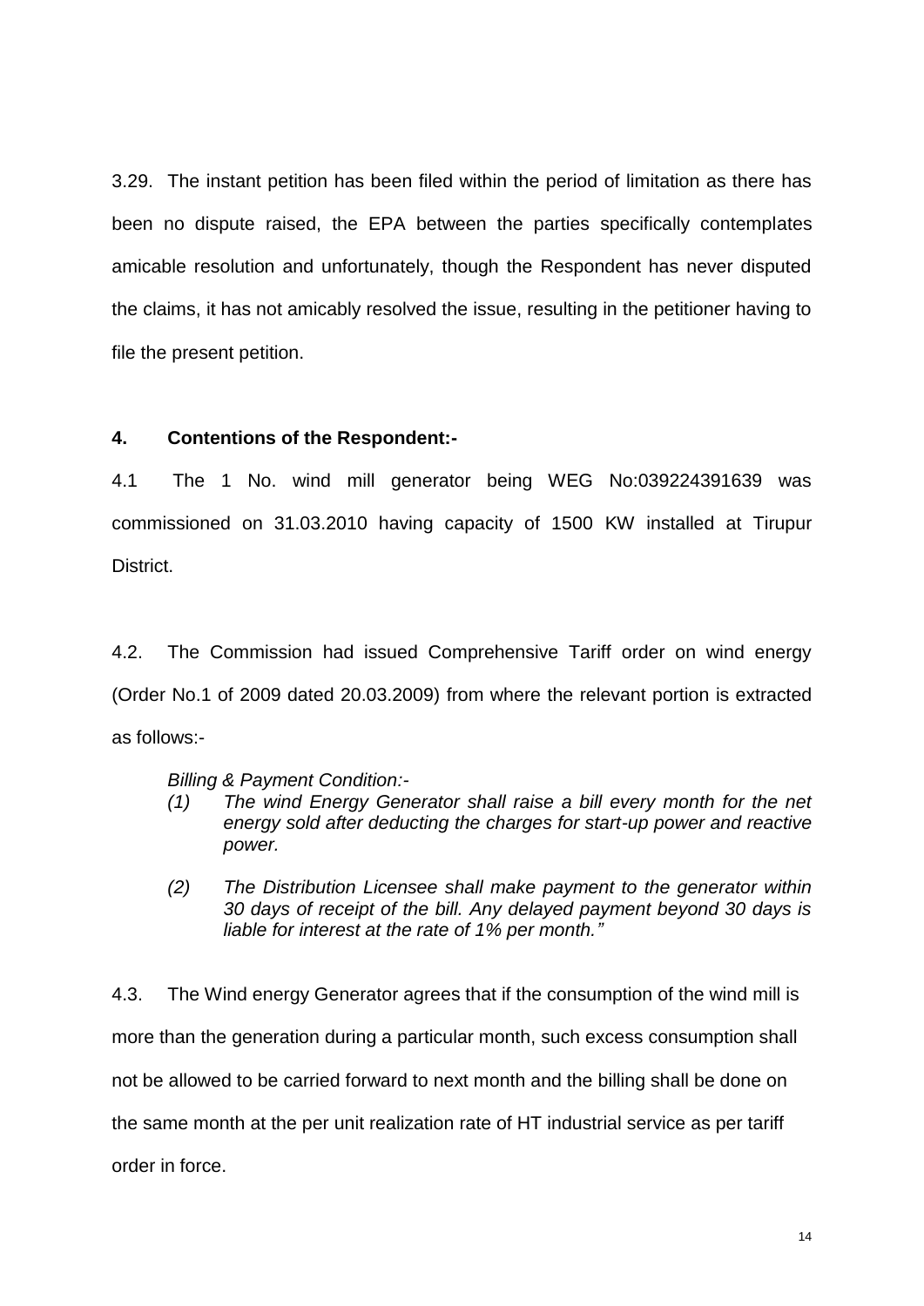3.29. The instant petition has been filed within the period of limitation as there has been no dispute raised, the EPA between the parties specifically contemplates amicable resolution and unfortunately, though the Respondent has never disputed the claims, it has not amicably resolved the issue, resulting in the petitioner having to file the present petition.

**4. Contentions of the Respondent:-**

4.1 The 1 No. wind mill generator being WEG No:039224391639 was commissioned on 31.03.2010 having capacity of 1500 KW installed at Tirupur District.

4.2. The Commission had issued Comprehensive Tariff order on wind energy (Order No.1 of 2009 dated 20.03.2009) from where the relevant portion is extracted as follows:-

> *Billing & Payment Condition:-*
>
> *(1) The wind Energy Generator shall raise a bill every month for the net energy sold after deducting the charges for start-up power and reactive power.*
>
> *(2) The Distribution Licensee shall make payment to the generator within 30 days of receipt of the bill. Any delayed payment beyond 30 days is liable for interest at the rate of 1% per month."*

4.3. The Wind energy Generator agrees that if the consumption of the wind mill is more than the generation during a particular month, such excess consumption shall not be allowed to be carried forward to next month and the billing shall be done on the same month at the per unit realization rate of HT industrial service as per tariff order in force.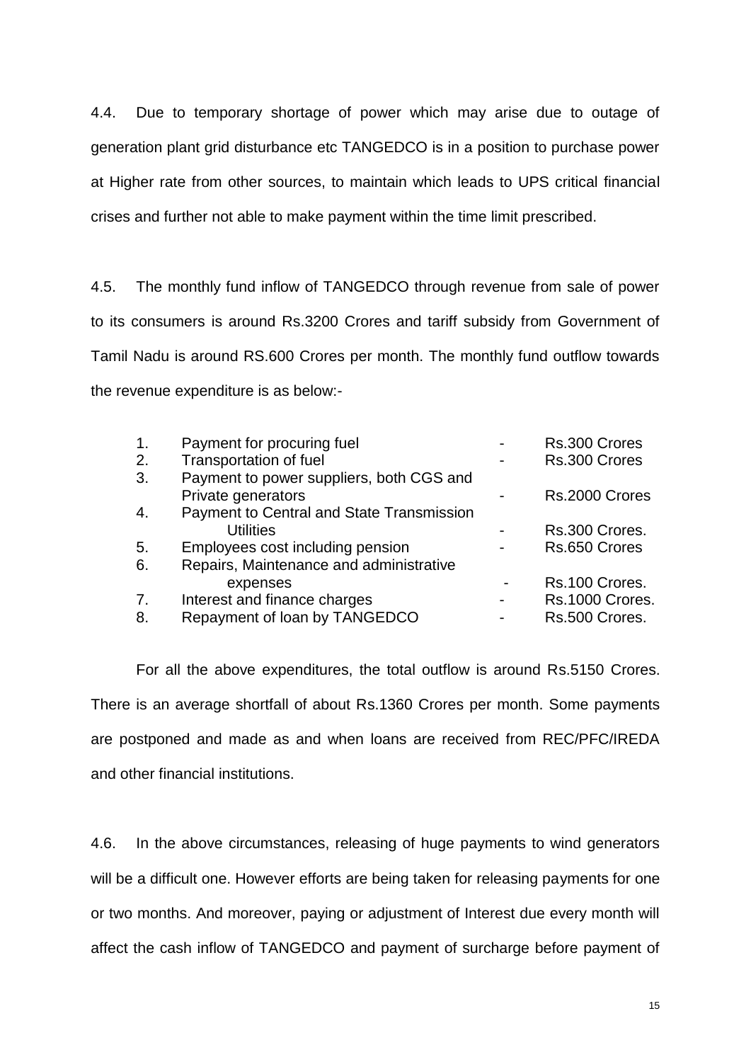4.4. Due to temporary shortage of power which may arise due to outage of generation plant grid disturbance etc TANGEDCO is in a position to purchase power at Higher rate from other sources, to maintain which leads to UPS critical financial crises and further not able to make payment within the time limit prescribed.

4.5. The monthly fund inflow of TANGEDCO through revenue from sale of power to its consumers is around Rs.3200 Crores and tariff subsidy from Government of Tamil Nadu is around RS.600 Crores per month. The monthly fund outflow towards the revenue expenditure is as below:-

| | | | |
|---|---|---|---|
| 1. | Payment for procuring fuel | - | Rs.300 Crores |
| 2. | Transportation of fuel | - | Rs.300 Crores |
| 3. | Payment to power suppliers, both CGS and Private generators | - | Rs.2000 Crores |
| 4. | Payment to Central and State Transmission Utilities | - | Rs.300 Crores. |
| 5. | Employees cost including pension | - | Rs.650 Crores |
| 6. | Repairs, Maintenance and administrative expenses | - | Rs.100 Crores. |
| 7. | Interest and finance charges | - | Rs.1000 Crores. |
| 8. | Repayment of loan by TANGEDCO | - | Rs.500 Crores. |

For all the above expenditures, the total outflow is around Rs.5150 Crores. There is an average shortfall of about Rs.1360 Crores per month. Some payments are postponed and made as and when loans are received from REC/PFC/IREDA and other financial institutions.

4.6. In the above circumstances, releasing of huge payments to wind generators will be a difficult one. However efforts are being taken for releasing payments for one or two months. And moreover, paying or adjustment of Interest due every month will affect the cash inflow of TANGEDCO and payment of surcharge before payment of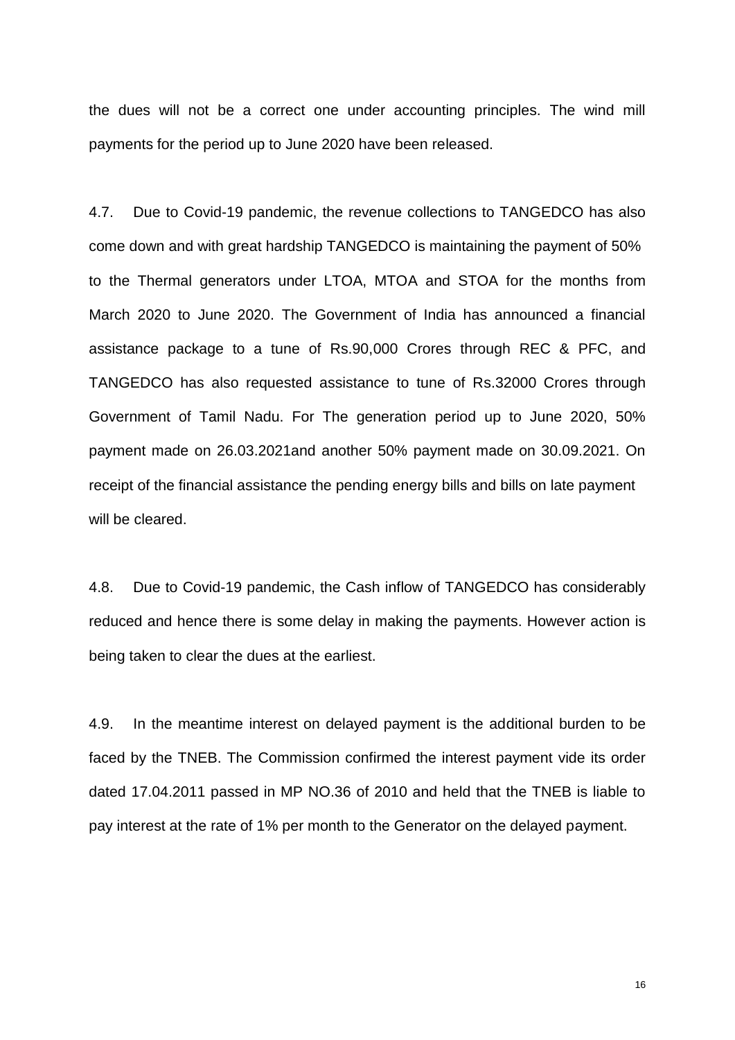the dues will not be a correct one under accounting principles. The wind mill payments for the period up to June 2020 have been released.

4.7. Due to Covid-19 pandemic, the revenue collections to TANGEDCO has also come down and with great hardship TANGEDCO is maintaining the payment of 50% to the Thermal generators under LTOA, MTOA and STOA for the months from March 2020 to June 2020. The Government of India has announced a financial assistance package to a tune of Rs.90,000 Crores through REC & PFC, and TANGEDCO has also requested assistance to tune of Rs.32000 Crores through Government of Tamil Nadu. For The generation period up to June 2020, 50% payment made on 26.03.2021and another 50% payment made on 30.09.2021. On receipt of the financial assistance the pending energy bills and bills on late payment will be cleared.

4.8. Due to Covid-19 pandemic, the Cash inflow of TANGEDCO has considerably reduced and hence there is some delay in making the payments. However action is being taken to clear the dues at the earliest.

4.9. In the meantime interest on delayed payment is the additional burden to be faced by the TNEB. The Commission confirmed the interest payment vide its order dated 17.04.2011 passed in MP NO.36 of 2010 and held that the TNEB is liable to pay interest at the rate of 1% per month to the Generator on the delayed payment.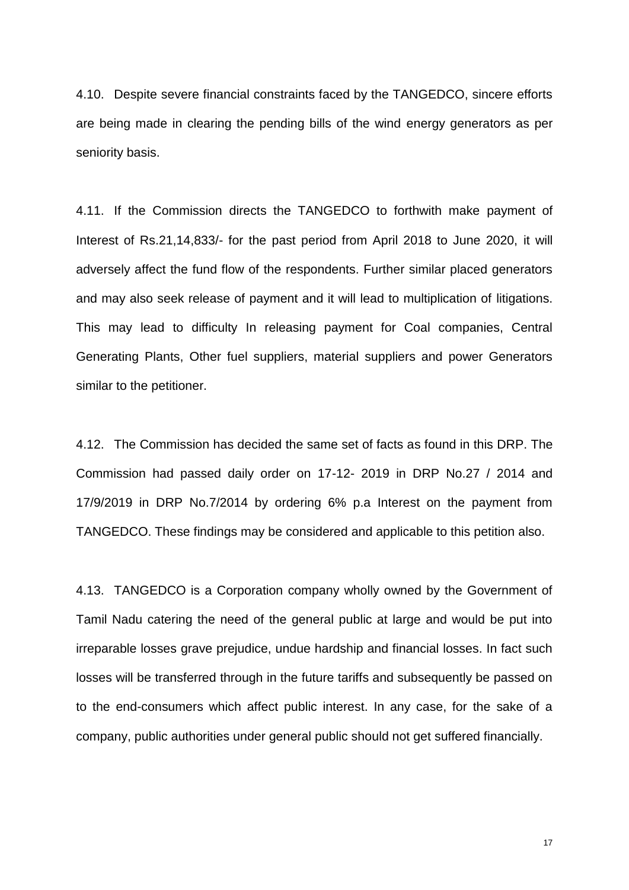4.10. Despite severe financial constraints faced by the TANGEDCO, sincere efforts are being made in clearing the pending bills of the wind energy generators as per seniority basis.

4.11. If the Commission directs the TANGEDCO to forthwith make payment of Interest of Rs.21,14,833/- for the past period from April 2018 to June 2020, it will adversely affect the fund flow of the respondents. Further similar placed generators and may also seek release of payment and it will lead to multiplication of litigations. This may lead to difficulty In releasing payment for Coal companies, Central Generating Plants, Other fuel suppliers, material suppliers and power Generators similar to the petitioner.

4.12. The Commission has decided the same set of facts as found in this DRP. The Commission had passed daily order on 17-12- 2019 in DRP No.27 / 2014 and 17/9/2019 in DRP No.7/2014 by ordering 6% p.a Interest on the payment from TANGEDCO. These findings may be considered and applicable to this petition also.

4.13. TANGEDCO is a Corporation company wholly owned by the Government of Tamil Nadu catering the need of the general public at large and would be put into irreparable losses grave prejudice, undue hardship and financial losses. In fact such losses will be transferred through in the future tariffs and subsequently be passed on to the end-consumers which affect public interest. In any case, for the sake of a company, public authorities under general public should not get suffered financially.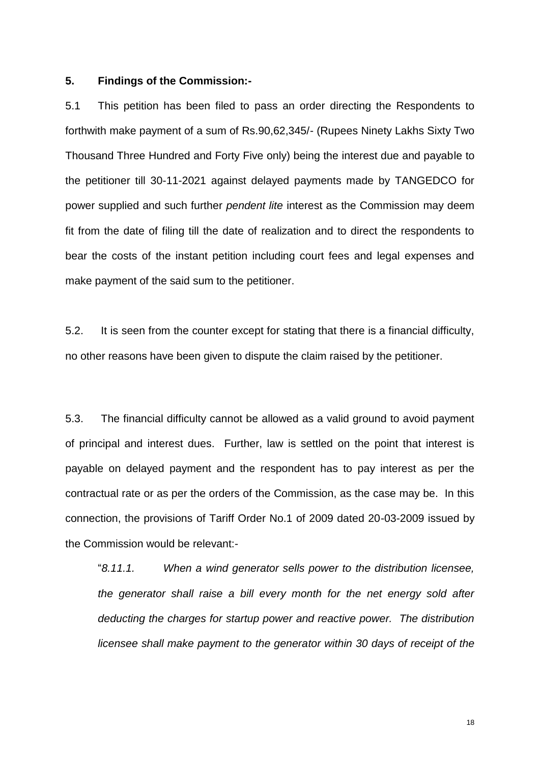**5. Findings of the Commission:-**

5.1 This petition has been filed to pass an order directing the Respondents to forthwith make payment of a sum of Rs.90,62,345/- (Rupees Ninety Lakhs Sixty Two Thousand Three Hundred and Forty Five only) being the interest due and payable to the petitioner till 30-11-2021 against delayed payments made by TANGEDCO for power supplied and such further *pendent lite* interest as the Commission may deem fit from the date of filing till the date of realization and to direct the respondents to bear the costs of the instant petition including court fees and legal expenses and make payment of the said sum to the petitioner.

5.2. It is seen from the counter except for stating that there is a financial difficulty, no other reasons have been given to dispute the claim raised by the petitioner.

5.3. The financial difficulty cannot be allowed as a valid ground to avoid payment of principal and interest dues. Further, law is settled on the point that interest is payable on delayed payment and the respondent has to pay interest as per the contractual rate or as per the orders of the Commission, as the case may be. In this connection, the provisions of Tariff Order No.1 of 2009 dated 20-03-2009 issued by the Commission would be relevant:-

"*8.11.1. When a wind generator sells power to the distribution licensee, the generator shall raise a bill every month for the net energy sold after deducting the charges for startup power and reactive power. The distribution licensee shall make payment to the generator within 30 days of receipt of the*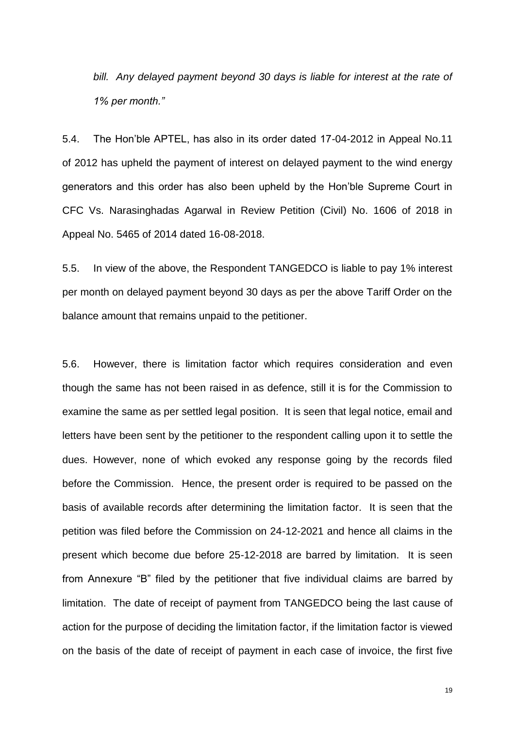*bill. Any delayed payment beyond 30 days is liable for interest at the rate of 1% per month."*

5.4. The Hon'ble APTEL, has also in its order dated 17-04-2012 in Appeal No.11 of 2012 has upheld the payment of interest on delayed payment to the wind energy generators and this order has also been upheld by the Hon'ble Supreme Court in CFC Vs. Narasinghadas Agarwal in Review Petition (Civil) No. 1606 of 2018 in Appeal No. 5465 of 2014 dated 16-08-2018.

5.5. In view of the above, the Respondent TANGEDCO is liable to pay 1% interest per month on delayed payment beyond 30 days as per the above Tariff Order on the balance amount that remains unpaid to the petitioner.

5.6. However, there is limitation factor which requires consideration and even though the same has not been raised in as defence, still it is for the Commission to examine the same as per settled legal position. It is seen that legal notice, email and letters have been sent by the petitioner to the respondent calling upon it to settle the dues. However, none of which evoked any response going by the records filed before the Commission. Hence, the present order is required to be passed on the basis of available records after determining the limitation factor. It is seen that the petition was filed before the Commission on 24-12-2021 and hence all claims in the present which become due before 25-12-2018 are barred by limitation. It is seen from Annexure "B" filed by the petitioner that five individual claims are barred by limitation. The date of receipt of payment from TANGEDCO being the last cause of action for the purpose of deciding the limitation factor, if the limitation factor is viewed on the basis of the date of receipt of payment in each case of invoice, the first five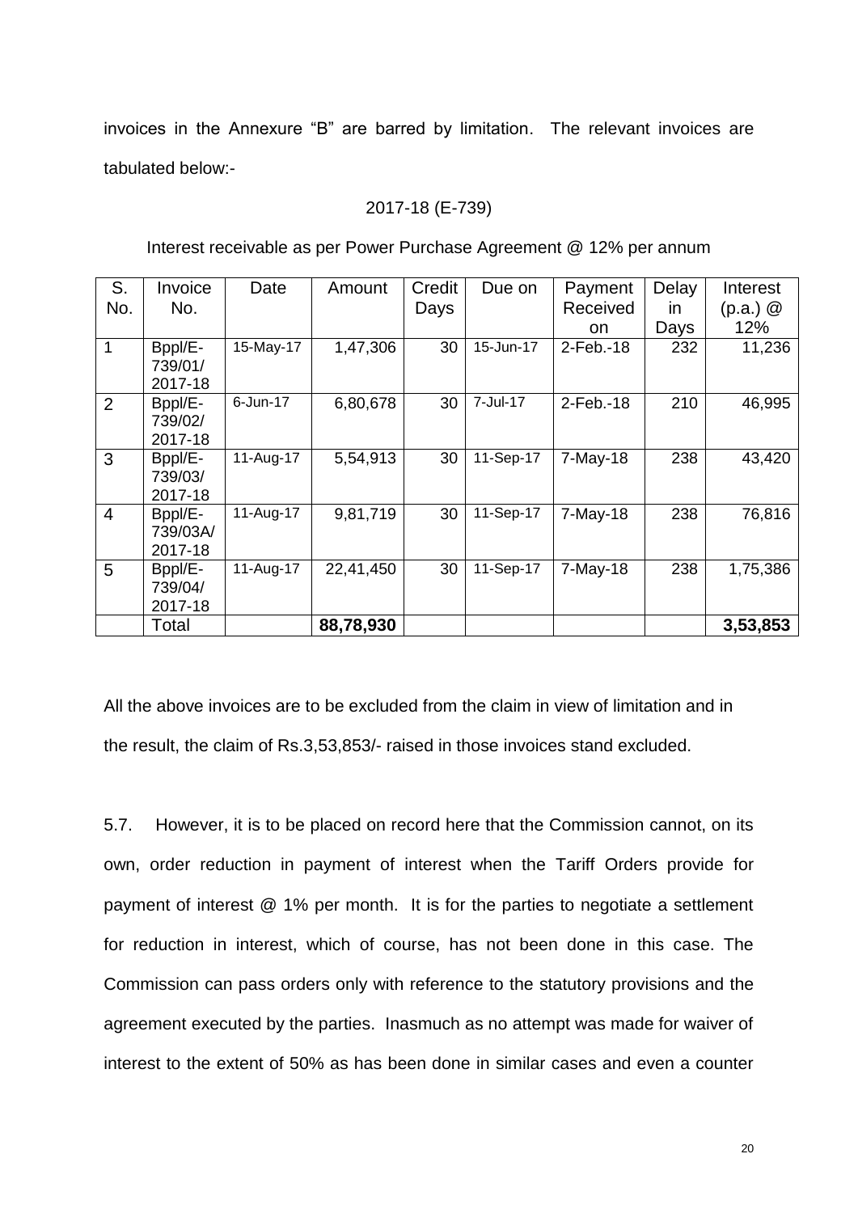invoices in the Annexure "B" are barred by limitation. The relevant invoices are tabulated below:-

2017-18 (E-739)

Interest receivable as per Power Purchase Agreement @ 12% per annum

| S. No. | Invoice No. | Date | Amount | Credit Days | Due on | Payment Received on | Delay in Days | Interest (p.a.) @ 12% |
|---|---|---|---|---|---|---|---|---|
| 1 | Bppl/E-739/01/ 2017-18 | 15-May-17 | 1,47,306 | 30 | 15-Jun-17 | 2-Feb.-18 | 232 | 11,236 |
| 2 | Bppl/E-739/02/ 2017-18 | 6-Jun-17 | 6,80,678 | 30 | 7-Jul-17 | 2-Feb.-18 | 210 | 46,995 |
| 3 | Bppl/E-739/03/ 2017-18 | 11-Aug-17 | 5,54,913 | 30 | 11-Sep-17 | 7-May-18 | 238 | 43,420 |
| 4 | Bppl/E-739/03A/ 2017-18 | 11-Aug-17 | 9,81,719 | 30 | 11-Sep-17 | 7-May-18 | 238 | 76,816 |
| 5 | Bppl/E-739/04/ 2017-18 | 11-Aug-17 | 22,41,450 | 30 | 11-Sep-17 | 7-May-18 | 238 | 1,75,386 |
| | Total | | **88,78,930** | | | | | **3,53,853** |

All the above invoices are to be excluded from the claim in view of limitation and in the result, the claim of Rs.3,53,853/- raised in those invoices stand excluded.

5.7. However, it is to be placed on record here that the Commission cannot, on its own, order reduction in payment of interest when the Tariff Orders provide for payment of interest @ 1% per month. It is for the parties to negotiate a settlement for reduction in interest, which of course, has not been done in this case. The Commission can pass orders only with reference to the statutory provisions and the agreement executed by the parties. Inasmuch as no attempt was made for waiver of interest to the extent of 50% as has been done in similar cases and even a counter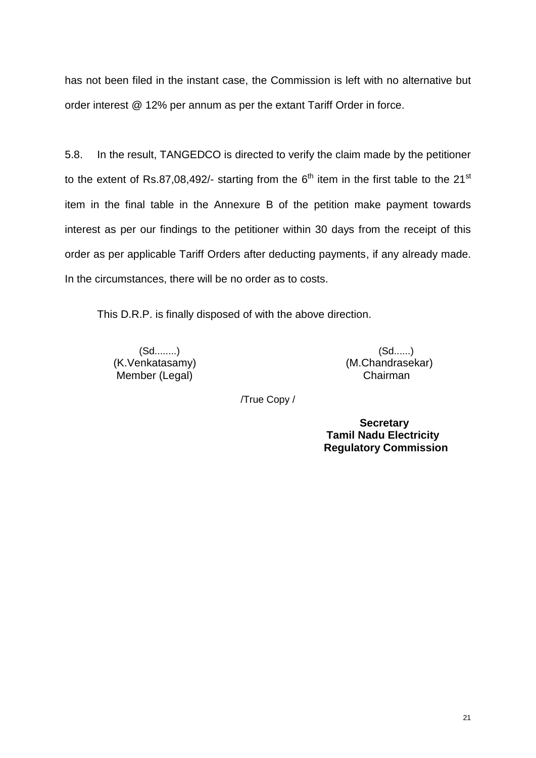has not been filed in the instant case, the Commission is left with no alternative but order interest @ 12% per annum as per the extant Tariff Order in force.

5.8. In the result, TANGEDCO is directed to verify the claim made by the petitioner to the extent of Rs.87,08,492/- starting from the 6th item in the first table to the 21st item in the final table in the Annexure B of the petition make payment towards interest as per our findings to the petitioner within 30 days from the receipt of this order as per applicable Tariff Orders after deducting payments, if any already made. In the circumstances, there will be no order as to costs.

This D.R.P. is finally disposed of with the above direction.

| | |
|---|---|
| (Sd........) | (Sd......) |
| (K.Venkatasamy) | (M.Chandrasekar) |
| Member (Legal) | Chairman |

/True Copy /

**Secretary**
**Tamil Nadu Electricity**
**Regulatory Commission**